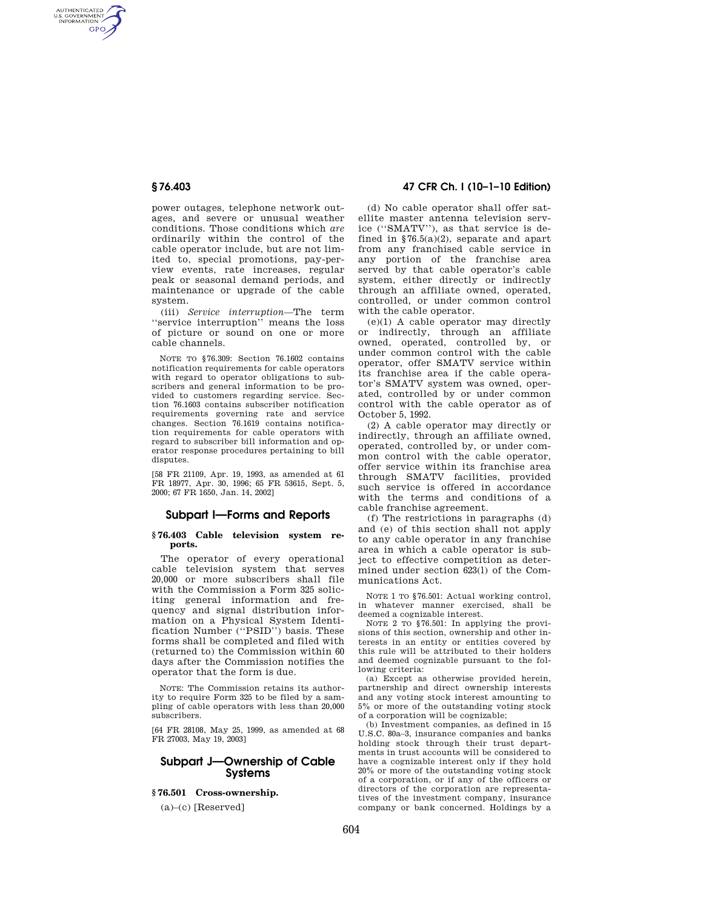power outages, telephone network outages, and severe or unusual weather conditions. Those conditions which *are* ordinarily within the control of the cable operator include, but are not limited to, special promotions, pay-per-view events, rate increases, regular peak or seasonal demand periods, and maintenance or upgrade of the cable system.

(iii) *Service interruption*—The term ''service interruption'' means the loss of picture or sound on one or more cable channels.

NOTE TO §76.309: Section 76.1602 contains notification requirements for cable operators with regard to operator obligations to subscribers and general information to be provided to customers regarding service. Section 76.1603 contains subscriber notification requirements governing rate and service changes. Section 76.1619 contains notification requirements for cable operators with regard to subscriber bill information and operator response procedures pertaining to bill disputes.

[58 FR 21109, Apr. 19, 1993, as amended at 61 FR 18977, Apr. 30, 1996; 65 FR 53615, Sept. 5, 2000; 67 FR 1650, Jan. 14, 2002]

## Subpart I—Forms and Reports

### § 76.403 Cable television system reports.

The operator of every operational cable television system that serves 20,000 or more subscribers shall file with the Commission a Form 325 soliciting general information and frequency and signal distribution information on a Physical System Identification Number (''PSID'') basis. These forms shall be completed and filed with (returned to) the Commission within 60 days after the Commission notifies the operator that the form is due.

NOTE: The Commission retains its authority to require Form 325 to be filed by a sampling of cable operators with less than 20,000 subscribers.

[64 FR 28108, May 25, 1999, as amended at 68 FR 27003, May 19, 2003]

## Subpart J—Ownership of Cable Systems

### § 76.501 Cross-ownership.

(a)–(c) [Reserved]

(d) No cable operator shall offer satellite master antenna television service (''SMATV''), as that service is defined in §76.5(a)(2), separate and apart from any franchised cable service in any portion of the franchise area served by that cable operator's cable system, either directly or indirectly through an affiliate owned, operated, controlled, or under common control with the cable operator.

(e)(1) A cable operator may directly or indirectly, through an affiliate owned, operated, controlled by, or under common control with the cable operator, offer SMATV service within its franchise area if the cable operator's SMATV system was owned, operated, controlled by or under common control with the cable operator as of October 5, 1992.

(2) A cable operator may directly or indirectly, through an affiliate owned, operated, controlled by, or under common control with the cable operator, offer service within its franchise area through SMATV facilities, provided such service is offered in accordance with the terms and conditions of a cable franchise agreement.

(f) The restrictions in paragraphs (d) and (e) of this section shall not apply to any cable operator in any franchise area in which a cable operator is subject to effective competition as determined under section 623(l) of the Communications Act.

NOTE 1 TO §76.501: Actual working control, in whatever manner exercised, shall be deemed a cognizable interest.

NOTE 2 TO §76.501: In applying the provisions of this section, ownership and other interests in an entity or entities covered by this rule will be attributed to their holders and deemed cognizable pursuant to the following criteria:

(a) Except as otherwise provided herein, partnership and direct ownership interests and any voting stock interest amounting to 5% or more of the outstanding voting stock of a corporation will be cognizable;

(b) Investment companies, as defined in 15 U.S.C. 80a–3, insurance companies and banks holding stock through their trust departments in trust accounts will be considered to have a cognizable interest only if they hold 20% or more of the outstanding voting stock of a corporation, or if any of the officers or directors of the corporation are representatives of the investment company, insurance company or bank concerned. Holdings by a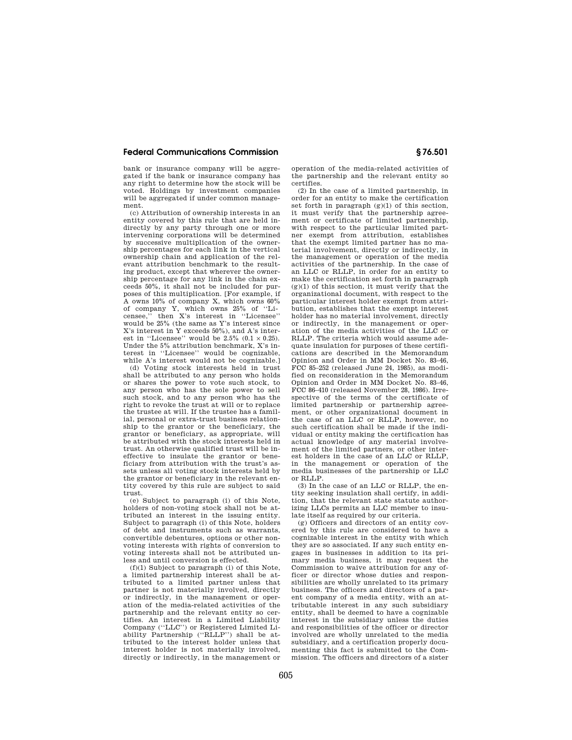bank or insurance company will be aggregated if the bank or insurance company has any right to determine how the stock will be voted. Holdings by investment companies will be aggregated if under common management.

(c) Attribution of ownership interests in an entity covered by this rule that are held indirectly by any party through one or more intervening corporations will be determined by successive multiplication of the ownership percentages for each link in the vertical ownership chain and application of the relevant attribution benchmark to the resulting product, except that wherever the ownership percentage for any link in the chain exceeds 50%, it shall not be included for purposes of this multiplication. [For example, if A owns 10% of company X, which owns 60% of company Y, which owns 25% of ''Licensee,'' then X's interest in ''Licensee'' would be 25% (the same as Y's interest since X's interest in Y exceeds 50%), and A's interest in ''Licensee'' would be 2.5% ($0.1 \times 0.25$). Under the 5% attribution benchmark, X's interest in ''Licensee'' would be cognizable, while A's interest would not be cognizable.]

(d) Voting stock interests held in trust shall be attributed to any person who holds or shares the power to vote such stock, to any person who has the sole power to sell such stock, and to any person who has the right to revoke the trust at will or to replace the trustee at will. If the trustee has a familial, personal or extra-trust business relationship to the grantor or the beneficiary, the grantor or beneficiary, as appropriate, will be attributed with the stock interests held in trust. An otherwise qualified trust will be ineffective to insulate the grantor or beneficiary from attribution with the trust's assets unless all voting stock interests held by the grantor or beneficiary in the relevant entity covered by this rule are subject to said trust.

(e) Subject to paragraph (i) of this Note, holders of non-voting stock shall not be attributed an interest in the issuing entity. Subject to paragraph (i) of this Note, holders of debt and instruments such as warrants, convertible debentures, options or other non-voting interests with rights of conversion to voting interests shall not be attributed unless and until conversion is effected.

(f)(1) Subject to paragraph (i) of this Note, a limited partnership interest shall be attributed to a limited partner unless that partner is not materially involved, directly or indirectly, in the management or operation of the media-related activities of the partnership and the relevant entity so certifies. An interest in a Limited Liability Company (''LLC'') or Registered Limited Liability Partnership (''RLLP'') shall be attributed to the interest holder unless that interest holder is not materially involved, directly or indirectly, in the management or operation of the media-related activities of the partnership and the relevant entity so certifies.

(2) In the case of a limited partnership, in order for an entity to make the certification set forth in paragraph (g)(1) of this section, it must verify that the partnership agreement or certificate of limited partnership, with respect to the particular limited partner exempt from attribution, establishes that the exempt limited partner has no material involvement, directly or indirectly, in the management or operation of the media activities of the partnership. In the case of an LLC or RLLP, in order for an entity to make the certification set forth in paragraph (g)(1) of this section, it must verify that the organizational document, with respect to the particular interest holder exempt from attribution, establishes that the exempt interest holder has no material involvement, directly or indirectly, in the management or operation of the media activities of the LLC or RLLP. The criteria which would assume adequate insulation for purposes of these certifications are described in the Memorandum Opinion and Order in MM Docket No. 83–46, FCC 85–252 (released June 24, 1985), as modified on reconsideration in the Memorandum Opinion and Order in MM Docket No. 83–46, FCC 86–410 (released November 28, 1986). Irrespective of the terms of the certificate of limited partnership or partnership agreement, or other organizational document in the case of an LLC or RLLP, however, no such certification shall be made if the individual or entity making the certification has actual knowledge of any material involvement of the limited partners, or other interest holders in the case of an LLC or RLLP, in the management or operation of the media businesses of the partnership or LLC or RLLP.

(3) In the case of an LLC or RLLP, the entity seeking insulation shall certify, in addition, that the relevant state statute authorizing LLCs permits an LLC member to insulate itself as required by our criteria.

(g) Officers and directors of an entity covered by this rule are considered to have a cognizable interest in the entity with which they are so associated. If any such entity engages in businesses in addition to its primary media business, it may request the Commission to waive attribution for any officer or director whose duties and responsibilities are wholly unrelated to its primary business. The officers and directors of a parent company of a media entity, with an attributable interest in any such subsidiary entity, shall be deemed to have a cognizable interest in the subsidiary unless the duties and responsibilities of the officer or director involved are wholly unrelated to the media subsidiary, and a certification properly documenting this fact is submitted to the Commission. The officers and directors of a sister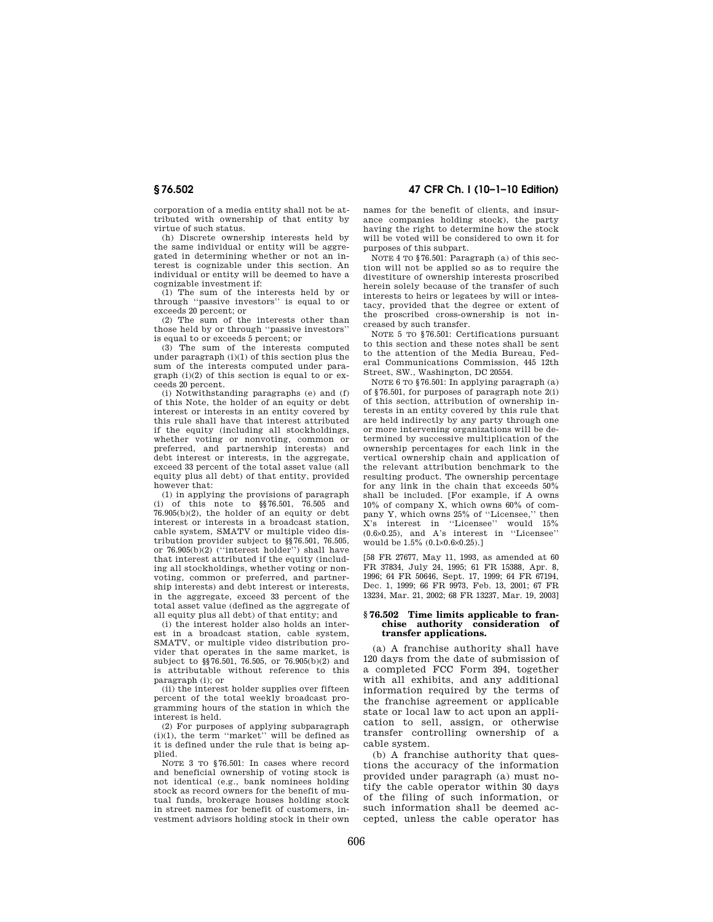corporation of a media entity shall not be attributed with ownership of that entity by virtue of such status.

(h) Discrete ownership interests held by the same individual or entity will be aggregated in determining whether or not an interest is cognizable under this section. An individual or entity will be deemed to have a cognizable investment if:

(1) The sum of the interests held by or through ''passive investors'' is equal to or exceeds 20 percent; or

(2) The sum of the interests other than those held by or through ''passive investors'' is equal to or exceeds 5 percent; or

(3) The sum of the interests computed under paragraph (i)(1) of this section plus the sum of the interests computed under paragraph (i)(2) of this section is equal to or exceeds 20 percent.

(i) Notwithstanding paragraphs (e) and (f) of this Note, the holder of an equity or debt interest or interests in an entity covered by this rule shall have that interest attributed if the equity (including all stockholdings, whether voting or nonvoting, common or preferred, and partnership interests) and debt interest or interests, in the aggregate, exceed 33 percent of the total asset value (all equity plus all debt) of that entity, provided however that:

(1) in applying the provisions of paragraph (i) of this note to §§76.501, 76.505 and 76.905(b)(2), the holder of an equity or debt interest or interests in a broadcast station, cable system, SMATV or multiple video distribution provider subject to §§76.501, 76.505, or 76.905(b)(2) (''interest holder'') shall have that interest attributed if the equity (including all stockholdings, whether voting or nonvoting, common or preferred, and partnership interests) and debt interest or interests, in the aggregate, exceed 33 percent of the total asset value (defined as the aggregate of all equity plus all debt) of that entity; and

(i) the interest holder also holds an interest in a broadcast station, cable system, SMATV, or multiple video distribution provider that operates in the same market, is subject to §§76.501, 76.505, or 76.905(b)(2) and is attributable without reference to this paragraph (i); or

(ii) the interest holder supplies over fifteen percent of the total weekly broadcast programming hours of the station in which the interest is held.

(2) For purposes of applying subparagraph (i)(1), the term ''market'' will be defined as it is defined under the rule that is being applied.

NOTE 3 TO §76.501: In cases where record and beneficial ownership of voting stock is not identical (e.g., bank nominees holding stock as record owners for the benefit of mutual funds, brokerage houses holding stock in street names for benefit of customers, investment advisors holding stock in their own names for the benefit of clients, and insurance companies holding stock), the party having the right to determine how the stock will be voted will be considered to own it for purposes of this subpart.

NOTE 4 TO §76.501: Paragraph (a) of this section will not be applied so as to require the divestiture of ownership interests proscribed herein solely because of the transfer of such interests to heirs or legatees by will or intestacy, provided that the degree or extent of the proscribed cross-ownership is not increased by such transfer.

NOTE 5 TO §76.501: Certifications pursuant to this section and these notes shall be sent to the attention of the Media Bureau, Federal Communications Commission, 445 12th Street, SW., Washington, DC 20554.

NOTE 6 TO §76.501: In applying paragraph (a) of §76.501, for purposes of paragraph note 2(i) of this section, attribution of ownership interests in an entity covered by this rule that are held indirectly by any party through one or more intervening organizations will be determined by successive multiplication of the ownership percentages for each link in the vertical ownership chain and application of the relevant attribution benchmark to the resulting product. The ownership percentage for any link in the chain that exceeds 50% shall be included. [For example, if A owns 10% of company X, which owns 60% of company Y, which owns 25% of ''Licensee,'' then X's interest in ''Licensee'' would be 15% ($0.6 \times 0.25$), and A's interest in ''Licensee'' would be 1.5% ($0.1 \times 0.6 \times 0.25$).]

[58 FR 27677, May 11, 1993, as amended at 60 FR 37834, July 24, 1995; 61 FR 15388, Apr. 8, 1996; 64 FR 50646, Sept. 17, 1999; 64 FR 67194, Dec. 1, 1999; 66 FR 9973, Feb. 13, 2001; 67 FR 13234, Mar. 21, 2002; 68 FR 13237, Mar. 19, 2003]

## §76.502 Time limits applicable to franchise authority consideration of transfer applications.

(a) A franchise authority shall have 120 days from the date of submission of a completed FCC Form 394, together with all exhibits, and any additional information required by the terms of the franchise agreement or applicable state or local law to act upon an application to sell, assign, or otherwise transfer controlling ownership of a cable system.

(b) A franchise authority that questions the accuracy of the information provided under paragraph (a) must notify the cable operator within 30 days of the filing of such information, or such information shall be deemed accepted, unless the cable operator has